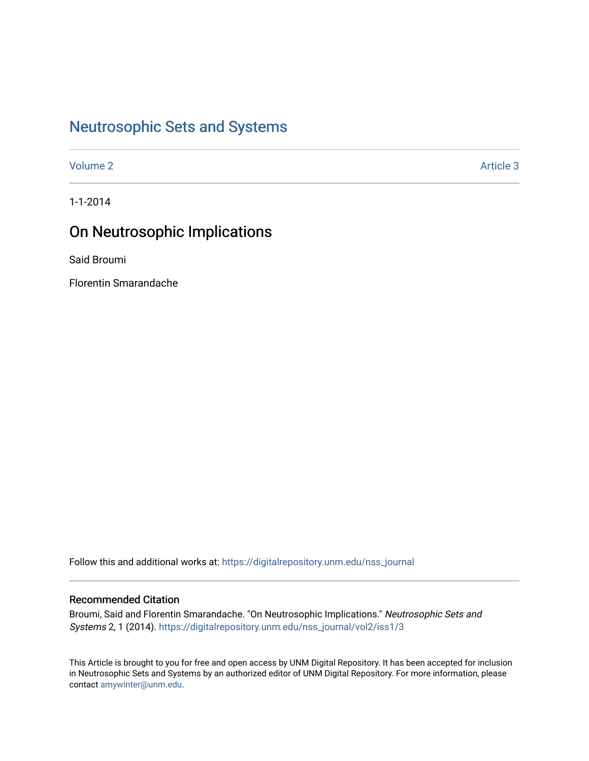# Neutrosophic Sets and Systems

Volume 2 | Article 3

1-1-2014

## On Neutrosophic Implications

Said Broumi

Florentin Smarandache

Follow this and additional works at: https://digitalrepository.unm.edu/nss_journal

### Recommended Citation

Broumi, Said and Florentin Smarandache. "On Neutrosophic Implications." *Neutrosophic Sets and Systems* 2, 1 (2014). https://digitalrepository.unm.edu/nss_journal/vol2/iss1/3

This Article is brought to you for free and open access by UNM Digital Repository. It has been accepted for inclusion in Neutrosophic Sets and Systems by an authorized editor of UNM Digital Repository. For more information, please contact amywinter@unm.edu.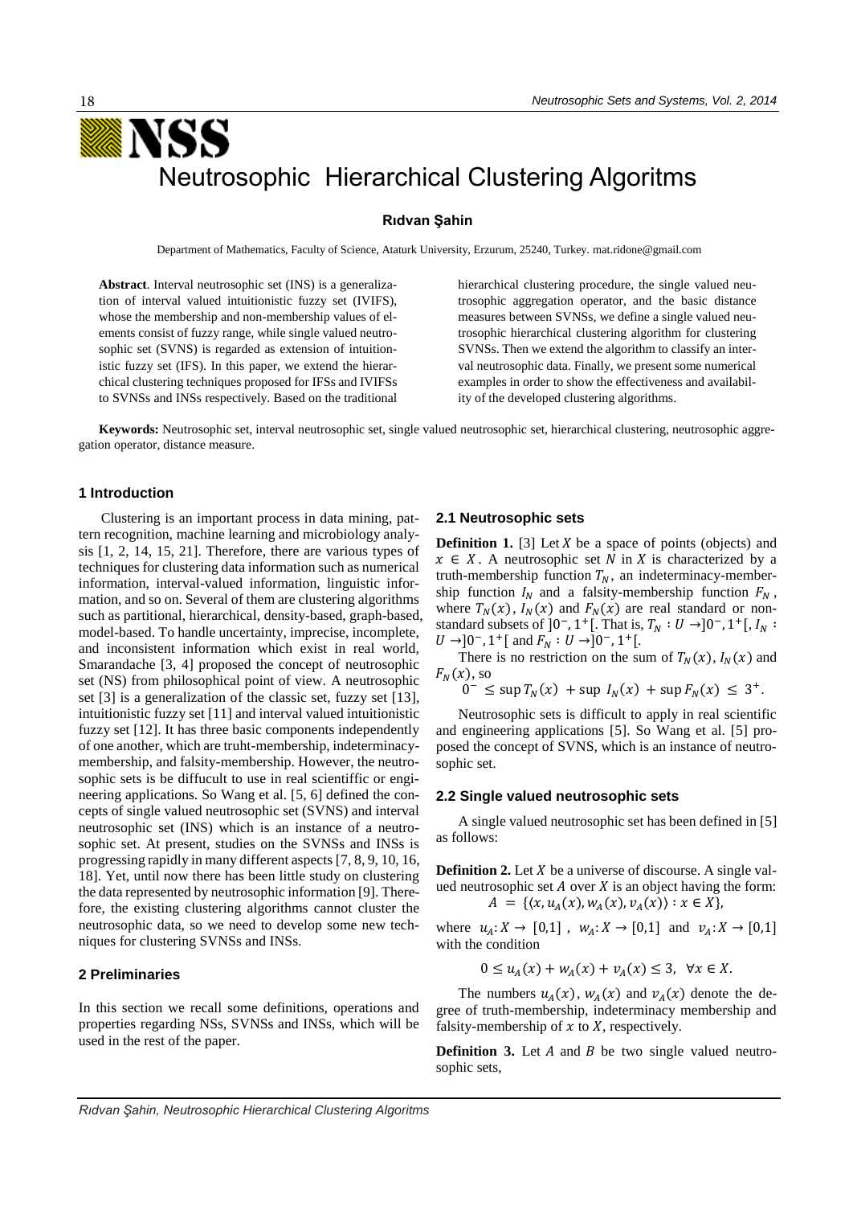# Neutrosophic Hierarchical Clustering Algoritms

**Rıdvan Şahin**

Department of Mathematics, Faculty of Science, Ataturk University, Erzurum, 25240, Turkey. mat.ridone@gmail.com

**Abstract**. Interval neutrosophic set (INS) is a generalization of interval valued intuitionistic fuzzy set (IVIFS), whose the membership and non-membership values of elements consist of fuzzy range, while single valued neutrosophic set (SVNS) is regarded as extension of intuitionistic fuzzy set (IFS). In this paper, we extend the hierarchical clustering techniques proposed for IFSs and IVIFSs to SVNSs and INSs respectively. Based on the traditional hierarchical clustering procedure, the single valued neutrosophic aggregation operator, and the basic distance measures between SVNSs, we define a single valued neutrosophic hierarchical clustering algorithm for clustering SVNSs. Then we extend the algorithm to classify an interval neutrosophic data. Finally, we present some numerical examples in order to show the effectiveness and availability of the developed clustering algorithms.

**Keywords:** Neutrosophic set, interval neutrosophic set, single valued neutrosophic set, hierarchical clustering, neutrosophic aggregation operator, distance measure.

## 1 Introduction

Clustering is an important process in data mining, pattern recognition, machine learning and microbiology analysis [1, 2, 14, 15, 21]. Therefore, there are various types of techniques for clustering data information such as numerical information, interval-valued information, linguistic information, and so on. Several of them are clustering algorithms such as partitional, hierarchical, density-based, graph-based, model-based. To handle uncertainty, imprecise, incomplete, and inconsistent information which exist in real world, Smarandache [3, 4] proposed the concept of neutrosophic set (NS) from philosophical point of view. A neutrosophic set [3] is a generalization of the classic set, fuzzy set [13], intuitionistic fuzzy set [11] and interval valued intuitionistic fuzzy set [12]. It has three basic components independently of one another, which are truht-membership, indeterminacy-membership, and falsity-membership. However, the neutrosophic sets is be diffucult to use in real scientiffic or engineering applications. So Wang et al. [5, 6] defined the concepts of single valued neutrosophic set (SVNS) and interval neutrosophic set (INS) which is an instance of a neutrosophic set. At present, studies on the SVNSs and INSs is progressing rapidly in many different aspects [7, 8, 9, 10, 16, 18]. Yet, until now there has been little study on clustering the data represented by neutrosophic information [9]. Therefore, the existing clustering algorithms cannot cluster the neutrosophic data, so we need to develop some new techniques for clustering SVNSs and INSs.

## 2 Preliminaries

In this section we recall some definitions, operations and properties regarding NSs, SVNSs and INSs, which will be used in the rest of the paper.

### 2.1 Neutrosophic sets

**Definition 1.** [3] Let $X$ be a space of points (objects) and $x \in X$. A neutrosophic set $N$ in $X$ is characterized by a truth-membership function $T_N$, an indeterminacy-membership function $I_N$ and a falsity-membership function $F_N$, where $T_N(x)$, $I_N(x)$ and $F_N(x)$ are real standard or nonstandard subsets of $]0^-, 1^+[$. That is, $T_N : U \to ]0^-, 1^+[$, $I_N : U \to ]0^-, 1^+[$ and $F_N : U \to ]0^-, 1^+[$.

There is no restriction on the sum of $T_N(x)$, $I_N(x)$ and $F_N(x)$, so

$$0^- \leq \sup T_N(x) + \sup I_N(x) + \sup F_N(x) \leq 3^+.$$

Neutrosophic sets is difficult to apply in real scientific and engineering applications [5]. So Wang et al. [5] proposed the concept of SVNS, which is an instance of neutrosophic set.

### 2.2 Single valued neutrosophic sets

A single valued neutrosophic set has been defined in [5] as follows:

**Definition 2.** Let $X$ be a universe of discourse. A single valued neutrosophic set $A$ over $X$ is an object having the form:

$$A = \{\langle x, u_A(x), w_A(x), v_A(x)\rangle : x \in X\},$$

where $u_A: X \to [0,1]$, $w_A: X \to [0,1]$ and $v_A: X \to [0,1]$ with the condition

$$0 \leq u_A(x) + w_A(x) + v_A(x) \leq 3, \ \ \forall x \in X.$$

The numbers $u_A(x)$, $w_A(x)$ and $v_A(x)$ denote the degree of truth-membership, indeterminacy membership and falsity-membership of $x$ to $X$, respectively.

**Definition 3.** Let $A$ and $B$ be two single valued neutrosophic sets,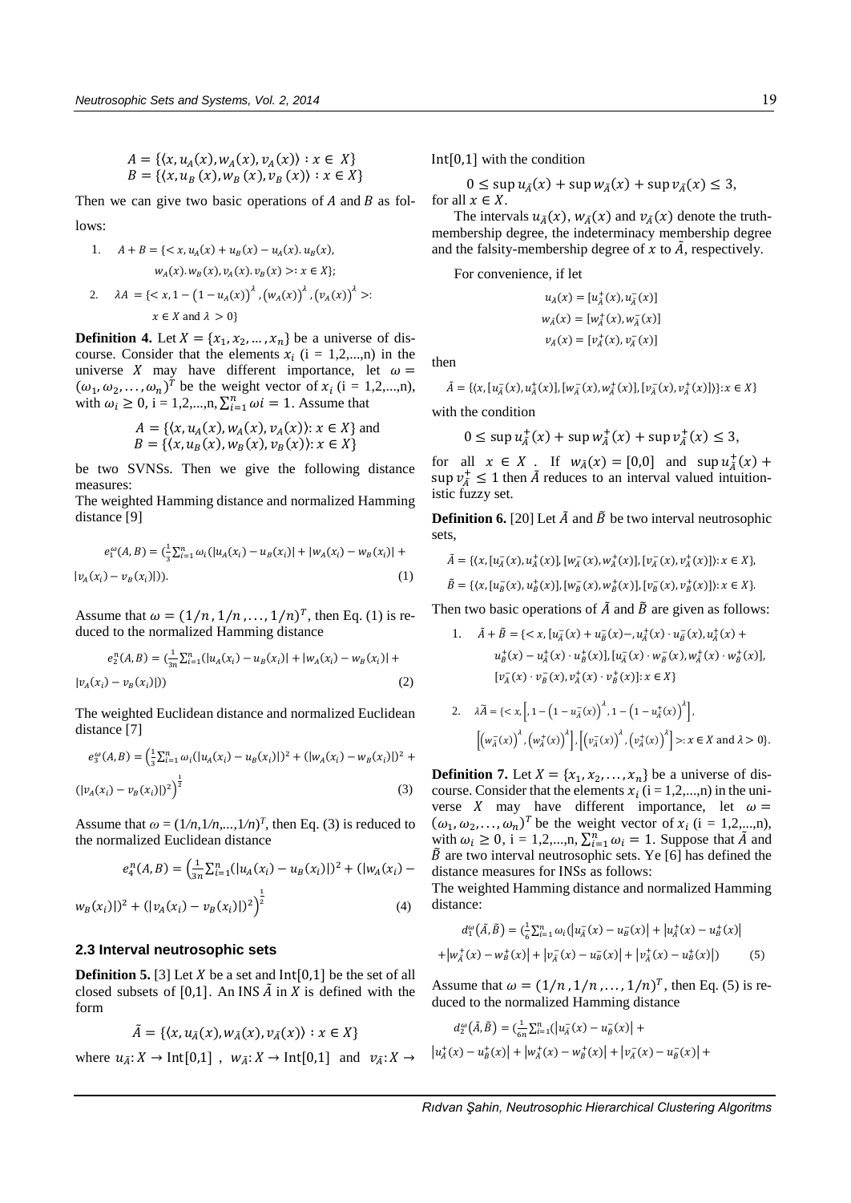$$A = \{\langle x, u_A(x), w_A(x), v_A(x)\rangle : x \in X\}$$
$$B = \{\langle x, u_B(x), w_B(x), v_B(x)\rangle : x \in X\}$$

Then we can give two basic operations of $A$ and $B$ as follows:

1. $A + B = \{< x, u_A(x) + u_B(x) - u_A(x).u_B(x),$
   $w_A(x).w_B(x), v_A(x).v_B(x) >: x \in X\};$
2. $\lambda A = \{< x, 1 - (1 - u_A(x))^{\lambda}, (w_A(x))^{\lambda}, (v_A(x))^{\lambda} >:$
   $x \in X \text{ and } \lambda > 0\}$

**Definition 4.** Let $X = \{x_1, x_2, \dots, x_n\}$ be a universe of discourse. Consider that the elements $x_i$ (i = 1,2,...,n) in the universe $X$ may have different importance, let $\omega = (\omega_1, \omega_2, \dots, \omega_n)^T$ be the weight vector of $x_i$ (i = 1,2,...,n), with $\omega_i \geq 0$, i = 1,2,...,n, $\sum_{i=1}^{n} \omega i = 1$. Assume that

$$A = \{\langle x, u_A(x), w_A(x), v_A(x)\rangle : x \in X\} \text{ and}$$
$$B = \{\langle x, u_B(x), w_B(x), v_B(x)\rangle : x \in X\}$$

be two SVNSs. Then we give the following distance measures:

The weighted Hamming distance and normalized Hamming distance [9]

$$e_1^{\omega}(A, B) = (\tfrac{1}{3}\sum_{i=1}^{n} \omega_i(|u_A(x_i) - u_B(x_i)| + |w_A(x_i) - w_B(x_i)| + |v_A(x_i) - v_B(x_i)|)). \quad (1)$$

Assume that $\omega = (1/n, 1/n, \dots, 1/n)^T$, then Eq. (1) is reduced to the normalized Hamming distance

$$e_2^{n}(A, B) = (\tfrac{1}{3n}\sum_{i=1}^{n}(|u_A(x_i) - u_B(x_i)| + |w_A(x_i) - w_B(x_i)| + |v_A(x_i) - v_B(x_i)|)) \quad (2)$$

The weighted Euclidean distance and normalized Euclidean distance [7]

$$e_3^{\omega}(A, B) = \left(\tfrac{1}{3}\sum_{i=1}^{n} \omega_i(|u_A(x_i) - u_B(x_i)|)^2 + (|w_A(x_i) - w_B(x_i)|)^2 + (|v_A(x_i) - v_B(x_i)|)^2\right)^{\frac{1}{2}} \quad (3)$$

Assume that $\omega = (1/n, 1/n, \dots, 1/n)^T$, then Eq. (3) is reduced to the normalized Euclidean distance

$$e_4^{n}(A, B) = \left(\tfrac{1}{3n}\sum_{i=1}^{n}(|u_A(x_i) - u_B(x_i)|)^2 + (|w_A(x_i) - w_B(x_i)|)^2 + (|v_A(x_i) - v_B(x_i)|)^2\right)^{\frac{1}{2}} \quad (4)$$

### 2.3 Interval neutrosophic sets

**Definition 5.** [3] Let $X$ be a set and $\text{Int}[0,1]$ be the set of all closed subsets of $[0,1]$. An INS $\tilde{A}$ in $X$ is defined with the form

$$\tilde{A} = \{\langle x, u_{\tilde{A}}(x), w_{\tilde{A}}(x), v_{\tilde{A}}(x)\rangle : x \in X\}$$

where $u_{\tilde{A}}: X \to \text{Int}[0,1]$, $w_{\tilde{A}}: X \to \text{Int}[0,1]$ and $v_{\tilde{A}}: X \to \text{Int}[0,1]$ with the condition

$$0 \leq \sup u_{\tilde{A}}(x) + \sup w_{\tilde{A}}(x) + \sup v_{\tilde{A}}(x) \leq 3,$$

for all $x \in X$.

The intervals $u_{\tilde{A}}(x)$, $w_{\tilde{A}}(x)$ and $v_{\tilde{A}}(x)$ denote the truth-membership degree, the indeterminacy membership degree and the falsity-membership degree of $x$ to $\tilde{A}$, respectively.

For convenience, if let

$$u_{\tilde{A}}(x) = [u_{\tilde{A}}^{+}(x), u_{\tilde{A}}^{-}(x)]$$
$$w_{\tilde{A}}(x) = [w_{\tilde{A}}^{+}(x), w_{\tilde{A}}^{-}(x)]$$
$$v_{\tilde{A}}(x) = [v_{\tilde{A}}^{+}(x), v_{\tilde{A}}^{-}(x)]$$

then

$$\tilde{A} = \{\langle x, [u_{\tilde{A}}^{-}(x), u_{\tilde{A}}^{+}(x)], [w_{\tilde{A}}^{-}(x), w_{\tilde{A}}^{+}(x)], [v_{\tilde{A}}^{-}(x), v_{\tilde{A}}^{+}(x)]\rangle\} : x \in X\}$$

with the condition

$$0 \leq \sup u_{\tilde{A}}^{+}(x) + \sup w_{\tilde{A}}^{+}(x) + \sup v_{\tilde{A}}^{+}(x) \leq 3,$$

for all $x \in X$. If $w_{\tilde{A}}(x) = [0,0]$ and $\sup u_{\tilde{A}}^{+}(x) + \sup v_{\tilde{A}}^{+} \leq 1$ then $\tilde{A}$ reduces to an interval valued intuitionistic fuzzy set.

**Definition 6.** [20] Let $\tilde{A}$ and $\tilde{B}$ be two interval neutrosophic sets,

$$\tilde{A} = \{\langle x, [u_{\tilde{A}}^{-}(x), u_{\tilde{A}}^{+}(x)], [w_{\tilde{A}}^{-}(x), w_{\tilde{A}}^{+}(x)], [v_{\tilde{A}}^{-}(x), v_{\tilde{A}}^{+}(x)]\rangle : x \in X\},$$
$$\tilde{B} = \{\langle x, [u_{\tilde{B}}^{-}(x), u_{\tilde{B}}^{+}(x)], [w_{\tilde{B}}^{-}(x), w_{\tilde{B}}^{+}(x)], [v_{\tilde{B}}^{-}(x), v_{\tilde{B}}^{+}(x)]\rangle : x \in X\}.$$

Then two basic operations of $\tilde{A}$ and $\tilde{B}$ are given as follows:

1. $\tilde{A} + \tilde{B} = \{< x, [u_{\tilde{A}}^{-}(x) + u_{\tilde{B}}^{-}(x) -, u_{\tilde{A}}^{+}(x) \cdot u_{\tilde{B}}^{-}(x), u_{\tilde{A}}^{+}(x) +$
   $u_{\tilde{B}}^{+}(x) - u_{\tilde{A}}^{+}(x) \cdot u_{\tilde{B}}^{+}(x)], [w_{\tilde{A}}^{-}(x) \cdot w_{\tilde{B}}^{-}(x), w_{\tilde{A}}^{+}(x) \cdot w_{\tilde{B}}^{+}(x)],$
   $[v_{\tilde{A}}^{-}(x) \cdot v_{\tilde{B}}^{-}(x), v_{\tilde{A}}^{+}(x) \cdot v_{\tilde{B}}^{+}(x)]: x \in X\}$
2. $\lambda\tilde{A} = \{< x, \left[, 1 - \left(1 - u_{\tilde{A}}^{-}(x)\right)^{\lambda}, 1 - \left(1 - u_{\tilde{A}}^{+}(x)\right)^{\lambda}\right],$
   $\left[\left(w_{\tilde{A}}^{-}(x)\right)^{\lambda}, \left(w_{\tilde{A}}^{+}(x)\right)^{\lambda}\right], \left[\left(v_{\tilde{A}}^{-}(x)\right)^{\lambda}, \left(v_{\tilde{A}}^{+}(x)\right)^{\lambda}\right] >: x \in X \text{ and } \lambda > 0\}.$

**Definition 7.** Let $X = \{x_1, x_2, \dots, x_n\}$ be a universe of discourse. Consider that the elements $x_i$ (i = 1,2,...,n) in the universe $X$ may have different importance, let $\omega = (\omega_1, \omega_2, \dots, \omega_n)^T$ be the weight vector of $x_i$ (i = 1,2,...,n), with $\omega_i \geq 0$, i = 1,2,...,n, $\sum_{i=1}^{n} \omega_i = 1$. Suppose that $\tilde{A}$ and $\tilde{B}$ are two interval neutrosophic sets. Ye [6] has defined the distance measures for INSs as follows:

The weighted Hamming distance and normalized Hamming distance:

$$d_1^{\omega}(\tilde{A}, \tilde{B}) = (\tfrac{1}{6}\sum_{i=1}^{n} \omega_i(|u_{\tilde{A}}^{-}(x) - u_{\tilde{B}}^{-}(x)| + |u_{\tilde{A}}^{+}(x) - u_{\tilde{B}}^{+}(x)| + |w_{\tilde{A}}^{+}(x) - w_{\tilde{B}}^{+}(x)| + |v_{\tilde{A}}^{-}(x) - u_{\tilde{B}}^{-}(x)| + |v_{\tilde{A}}^{+}(x) - u_{\tilde{B}}^{+}(x)|) \quad (5)$$

Assume that $\omega = (1/n, 1/n, \dots, 1/n)^T$, then Eq. (5) is reduced to the normalized Hamming distance

$$d_2^{\omega}(\tilde{A}, \tilde{B}) = (\tfrac{1}{6n}\sum_{i=1}^{n}(|u_{\tilde{A}}^{-}(x) - u_{\tilde{B}}^{-}(x)| + |u_{\tilde{A}}^{+}(x) - u_{\tilde{B}}^{+}(x)| + |w_{\tilde{A}}^{+}(x) - w_{\tilde{B}}^{+}(x)| + |v_{\tilde{A}}^{-}(x) - u_{\tilde{B}}^{-}(x)| +$$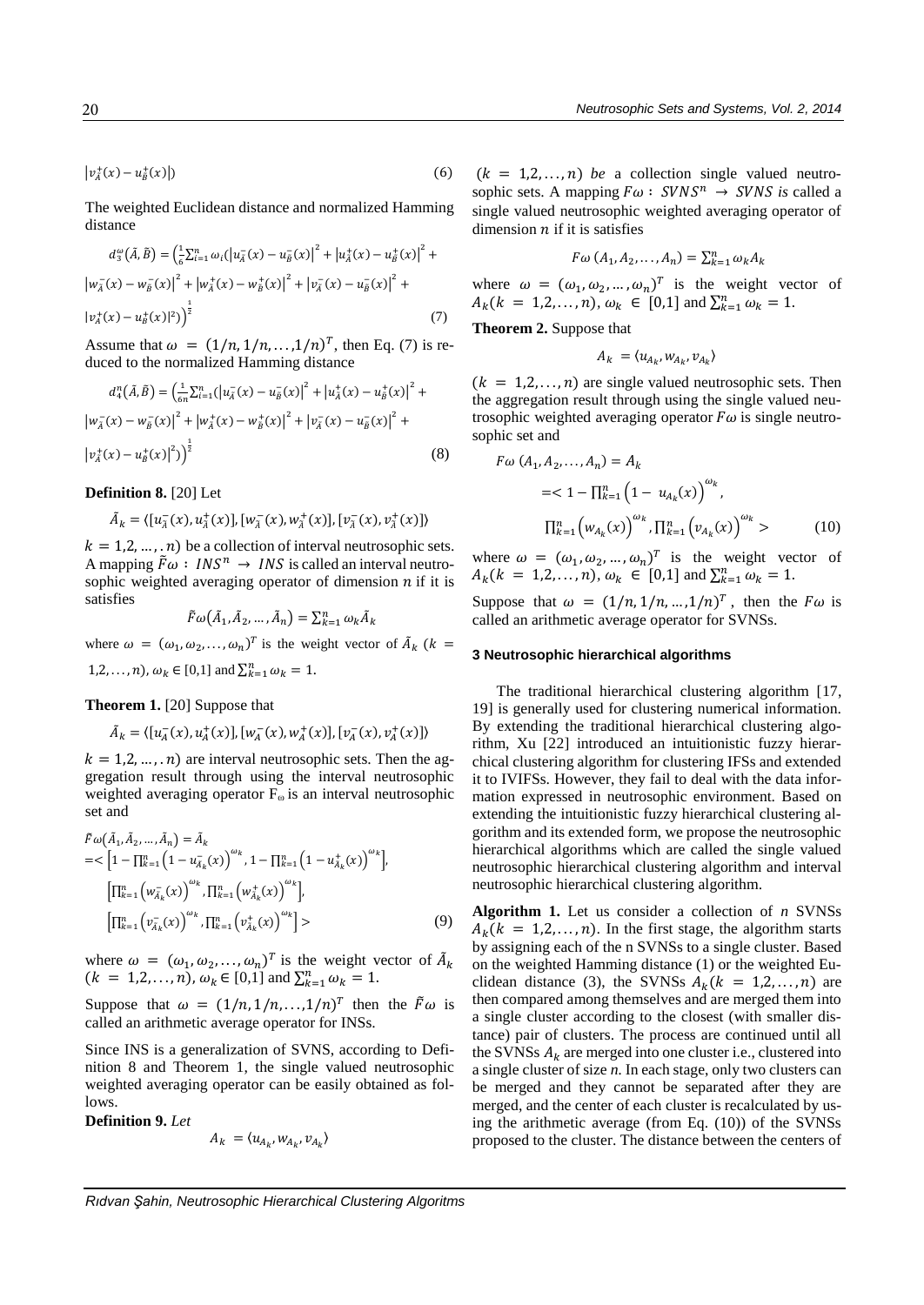$$\left|v_{\tilde{A}}^{+}(x)-u_{\tilde{B}}^{+}(x)\right|) \tag{6}$$

The weighted Euclidean distance and normalized Hamming distance

$$d_3^{\omega}(\tilde{A},\tilde{B}) = \Big(\tfrac{1}{6}\textstyle\sum_{i=1}^{n}\omega_i(\left|u_{\tilde{A}}^{-}(x)-u_{\tilde{B}}^{-}(x)\right|^2+\left|u_{\tilde{A}}^{+}(x)-u_{\tilde{B}}^{+}(x)\right|^2+ \left|w_{\tilde{A}}^{-}(x)-w_{\tilde{B}}^{-}(x)\right|^2+\left|w_{\tilde{A}}^{+}(x)-w_{\tilde{B}}^{+}(x)\right|^2+\left|v_{\tilde{A}}^{-}(x)-u_{\tilde{B}}^{-}(x)\right|^2+ |v_{\tilde{A}}^{+}(x)-u_{\tilde{B}}^{+}(x)|^2)\Big)^{\frac{1}{2}} \tag{7}$$

Assume that $\omega = (1/n, 1/n, \ldots, 1/n)^T$, then Eq. (7) is reduced to the normalized Hamming distance

$$d_4^{n}(\tilde{A},\tilde{B}) = \Big(\tfrac{1}{6n}\textstyle\sum_{i=1}^{n}(\left|u_{\tilde{A}}^{-}(x)-u_{\tilde{B}}^{-}(x)\right|^2+\left|u_{\tilde{A}}^{+}(x)-u_{\tilde{B}}^{+}(x)\right|^2+ \left|w_{\tilde{A}}^{-}(x)-w_{\tilde{B}}^{-}(x)\right|^2+\left|w_{\tilde{A}}^{+}(x)-w_{\tilde{B}}^{+}(x)\right|^2+\left|v_{\tilde{A}}^{-}(x)-u_{\tilde{B}}^{-}(x)\right|^2+ \left|v_{\tilde{A}}^{+}(x)-u_{\tilde{B}}^{+}(x)\right|^2)\Big)^{\frac{1}{2}} \tag{8}$$

**Definition 8.** [20] Let

$$\tilde{A}_k = \langle[u_{\tilde{A}}^{-}(x), u_{\tilde{A}}^{+}(x)], [w_{\tilde{A}}^{-}(x), w_{\tilde{A}}^{+}(x)], [v_{\tilde{A}}^{-}(x), v_{\tilde{A}}^{+}(x)]\rangle$$

$k = 1,2, \ldots, n)$ be a collection of interval neutrosophic sets. A mapping $\tilde{F}\omega : INS^n \rightarrow INS$ is called an interval neutrosophic weighted averaging operator of dimension $n$ if it is satisfies

$$\tilde{F}\omega(\tilde{A}_1, \tilde{A}_2, \ldots, \tilde{A}_n) = \textstyle\sum_{k=1}^{n}\omega_k\tilde{A}_k$$

where $\omega = (\omega_1, \omega_2, \ldots, \omega_n)^T$ is the weight vector of $\tilde{A}_k$ $(k = 1,2,\ldots,n)$, $\omega_k \in [0,1]$ and $\sum_{k=1}^{n}\omega_k = 1$.

**Theorem 1.** [20] Suppose that

$$\tilde{A}_k = \langle[u_{\tilde{A}}^{-}(x), u_{\tilde{A}}^{+}(x)], [w_{\tilde{A}}^{-}(x), w_{\tilde{A}}^{+}(x)], [v_{\tilde{A}}^{-}(x), v_{\tilde{A}}^{+}(x)]\rangle$$

$k = 1,2, \ldots, n)$ are interval neutrosophic sets. Then the aggregation result through using the interval neutrosophic weighted averaging operator $F_\omega$ is an interval neutrosophic set and

$$\begin{aligned}
&\tilde{F}\omega(\tilde{A}_1, \tilde{A}_2, \ldots, \tilde{A}_n) = \tilde{A}_k \\
&= < \Big[1-\textstyle\prod_{k=1}^{n}\big(1-u_{\tilde{A}_k}^{-}(x)\big)^{\omega_k}, 1-\prod_{k=1}^{n}\big(1-u_{\tilde{A}_k}^{+}(x)\big)^{\omega_k}\Big], \\
&\quad \Big[\textstyle\prod_{k=1}^{n}\big(w_{\tilde{A}_k}^{-}(x)\big)^{\omega_k}, \prod_{k=1}^{n}\big(w_{\tilde{A}_k}^{+}(x)\big)^{\omega_k}\Big], \\
&\quad \Big[\textstyle\prod_{k=1}^{n}\big(v_{\tilde{A}_k}^{-}(x)\big)^{\omega_k}, \prod_{k=1}^{n}\big(v_{\tilde{A}_k}^{+}(x)\big)^{\omega_k}\Big] >
\end{aligned} \tag{9}$$

where $\omega = (\omega_1, \omega_2, \ldots, \omega_n)^T$ is the weight vector of $\tilde{A}_k$ $(k = 1,2,\ldots,n)$, $\omega_k \in [0,1]$ and $\sum_{k=1}^{n}\omega_k = 1$.

Suppose that $\omega = (1/n, 1/n, \ldots, 1/n)^T$ then the $\tilde{F}\omega$ is called an arithmetic average operator for INSs.

Since INS is a generalization of SVNS, according to Definition 8 and Theorem 1, the single valued neutrosophic weighted averaging operator can be easily obtained as follows.

**Definition 9.** *Let*

$$A_k = \langle u_{A_k}, w_{A_k}, v_{A_k}\rangle$$

$(k = 1,2,\ldots,n)$ *be* a collection single valued neutrosophic sets. A mapping $F\omega : SVNS^n \rightarrow SVNS$ *is* called a single valued neutrosophic weighted averaging operator of dimension $n$ if it is satisfies

$$F\omega\,(A_1, A_2, \ldots, A_n) = \textstyle\sum_{k=1}^{n}\omega_k A_k$$

where $\omega = (\omega_1, \omega_2, \ldots, \omega_n)^T$ is the weight vector of $A_k(k = 1,2,\ldots,n)$, $\omega_k \in [0,1]$ and $\sum_{k=1}^{n}\omega_k = 1$.

**Theorem 2.** Suppose that

$$A_k = \langle u_{A_k}, w_{A_k}, v_{A_k}\rangle$$

$(k = 1,2,\ldots,n)$ are single valued neutrosophic sets. Then the aggregation result through using the single valued neutrosophic weighted averaging operator $F\omega$ is single neutrosophic set and

$$\begin{aligned}
F\omega\,(A_1, A_2, \ldots, A_n) &= A_k \\
&= < 1-\textstyle\prod_{k=1}^{n}\big(1-u_{A_k}(x)\big)^{\omega_k}, \\
&\quad \textstyle\prod_{k=1}^{n}\big(w_{A_k}(x)\big)^{\omega_k}, \prod_{k=1}^{n}\big(v_{A_k}(x)\big)^{\omega_k} >
\end{aligned} \tag{10}$$

where $\omega = (\omega_1, \omega_2, \ldots, \omega_n)^T$ is the weight vector of $A_k(k = 1,2,\ldots,n)$, $\omega_k \in [0,1]$ and $\sum_{k=1}^{n}\omega_k = 1$.

Suppose that $\omega = (1/n, 1/n, \ldots, 1/n)^T$, then the $F\omega$ is called an arithmetic average operator for SVNSs.

## 3 Neutrosophic hierarchical algorithms

The traditional hierarchical clustering algorithm [17, 19] is generally used for clustering numerical information. By extending the traditional hierarchical clustering algorithm, Xu [22] introduced an intuitionistic fuzzy hierarchical clustering algorithm for clustering IFSs and extended it to IVIFSs. However, they fail to deal with the data information expressed in neutrosophic environment. Based on extending the intuitionistic fuzzy hierarchical clustering algorithm and its extended form, we propose the neutrosophic hierarchical algorithms which are called the single valued neutrosophic hierarchical clustering algorithm and interval neutrosophic hierarchical clustering algorithm.

**Algorithm 1.** Let us consider a collection of *n* SVNSs $A_k(k = 1,2,\ldots,n)$. In the first stage, the algorithm starts by assigning each of the n SVNSs to a single cluster. Based on the weighted Hamming distance (1) or the weighted Euclidean distance (3), the SVNSs $A_k(k = 1,2,\ldots,n)$ are then compared among themselves and are merged them into a single cluster according to the closest (with smaller distance) pair of clusters. The process are continued until all the SVNSs $A_k$ are merged into one cluster i.e., clustered into a single cluster of size *n*. In each stage, only two clusters can be merged and they cannot be separated after they are merged, and the center of each cluster is recalculated by using the arithmetic average (from Eq. (10)) of the SVNSs proposed to the cluster. The distance between the centers of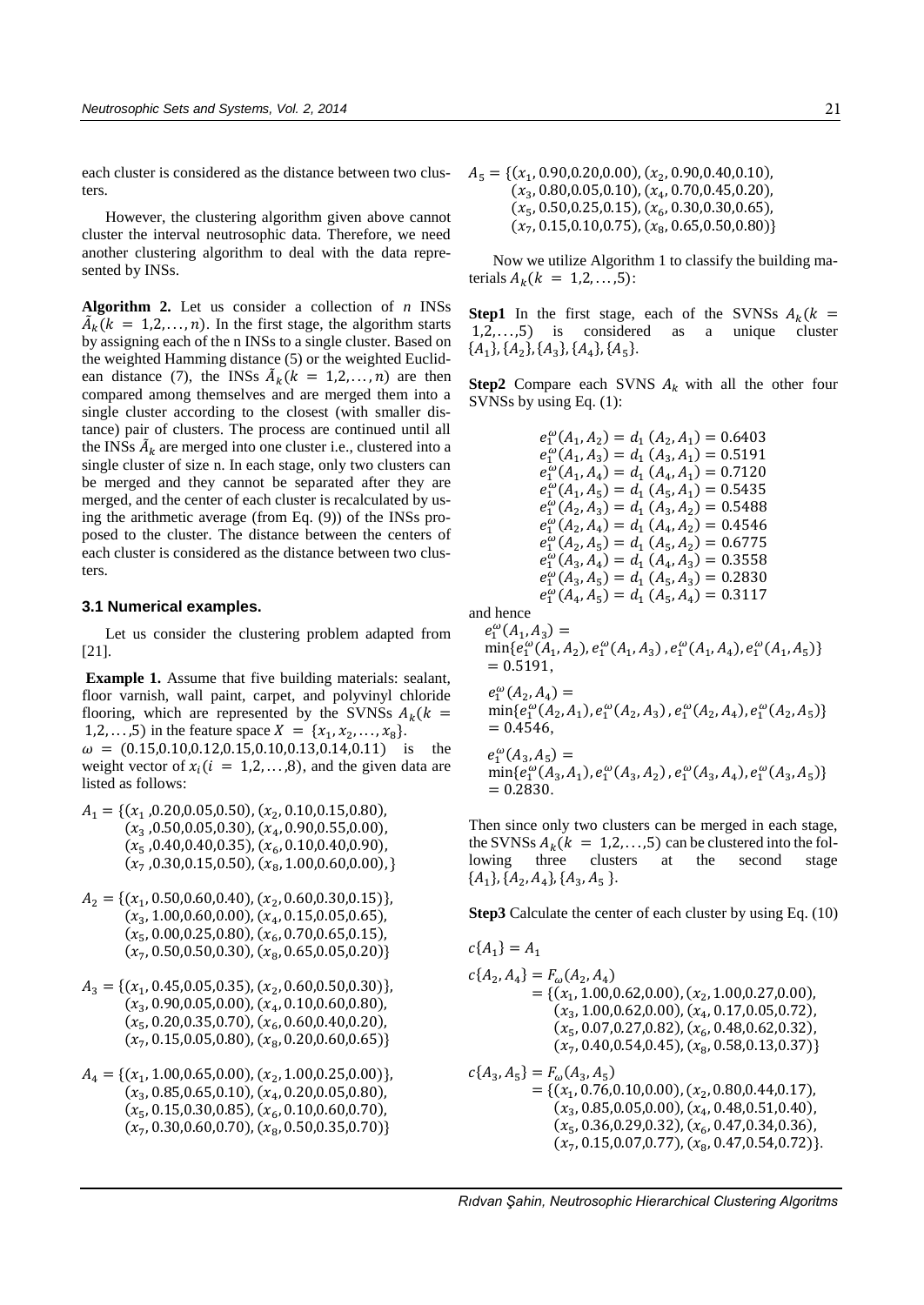each cluster is considered as the distance between two clusters.

However, the clustering algorithm given above cannot cluster the interval neutrosophic data. Therefore, we need another clustering algorithm to deal with the data represented by INSs.

**Algorithm 2.** Let us consider a collection of $n$ INSs $\tilde{A}_k(k = 1,2,\ldots,n)$. In the first stage, the algorithm starts by assigning each of the n INSs to a single cluster. Based on the weighted Hamming distance (5) or the weighted Euclidean distance (7), the INSs $\tilde{A}_k(k = 1,2,\ldots,n)$ are then compared among themselves and are merged them into a single cluster according to the closest (with smaller distance) pair of clusters. The process are continued until all the INSs $\tilde{A}_k$ are merged into one cluster i.e., clustered into a single cluster of size n. In each stage, only two clusters can be merged and they cannot be separated after they are merged, and the center of each cluster is recalculated by using the arithmetic average (from Eq. (9)) of the INSs proposed to the cluster. The distance between the centers of each cluster is considered as the distance between two clusters.

### 3.1 Numerical examples.

Let us consider the clustering problem adapted from [21].

**Example 1.** Assume that five building materials: sealant, floor varnish, wall paint, carpet, and polyvinyl chloride flooring, which are represented by the SVNSs $A_k(k = 1,2,\ldots,5)$ in the feature space $X = \{x_1, x_2, \ldots, x_8\}$. $\omega = (0.15,0.10,0.12,0.15,0.10,0.13,0.14,0.11)$ is the weight vector of $x_i(i = 1,2,\ldots,8)$, and the given data are listed as follows:

$$A_1 = \{(x_1, 0.20,0.05,0.50), (x_2, 0.10,0.15,0.80), (x_3, 0.50,0.05,0.30), (x_4, 0.90,0.55,0.00), (x_5, 0.40,0.40,0.35), (x_6, 0.10,0.40,0.90), (x_7, 0.30,0.15,0.50), (x_8, 1.00,0.60,0.00),\}$$

$$A_2 = \{(x_1, 0.50,0.60,0.40), (x_2, 0.60,0.30,0.15)\}, (x_3, 1.00,0.60,0.00), (x_4, 0.15,0.05,0.65), (x_5, 0.00,0.25,0.80), (x_6, 0.70,0.65,0.15), (x_7, 0.50,0.50,0.30), (x_8, 0.65,0.05,0.20)\}$$

$$A_3 = \{(x_1, 0.45,0.05,0.35), (x_2, 0.60,0.50,0.30)\}, (x_3, 0.90,0.05,0.00), (x_4, 0.10,0.60,0.80), (x_5, 0.20,0.35,0.70), (x_6, 0.60,0.40,0.20), (x_7, 0.15,0.05,0.80), (x_8, 0.20,0.60,0.65)\}$$

$$A_4 = \{(x_1, 1.00,0.65,0.00), (x_2, 1.00,0.25,0.00)\}, (x_3, 0.85,0.65,0.10), (x_4, 0.20,0.05,0.80), (x_5, 0.15,0.30,0.85), (x_6, 0.10,0.60,0.70), (x_7, 0.30,0.60,0.70), (x_8, 0.50,0.35,0.70)\}$$

$$A_5 = \{(x_1, 0.90,0.20,0.00), (x_2, 0.90,0.40,0.10), (x_3, 0.80,0.05,0.10), (x_4, 0.70,0.45,0.20), (x_5, 0.50,0.25,0.15), (x_6, 0.30,0.30,0.65), (x_7, 0.15,0.10,0.75), (x_8, 0.65,0.50,0.80)\}$$

Now we utilize Algorithm 1 to classify the building materials $A_k(k = 1,2,\ldots,5)$:

**Step1** In the first stage, each of the SVNSs $A_k(k = 1,2,\ldots,5)$ is considered as a unique cluster $\{A_1\},\{A_2\},\{A_3\},\{A_4\},\{A_5\}$.

**Step2** Compare each SVNS $A_k$ with all the other four SVNSs by using Eq. (1):

$$e_1^{\omega}(A_1, A_2) = d_1(A_2, A_1) = 0.6403$$
$$e_1^{\omega}(A_1, A_3) = d_1(A_3, A_1) = 0.5191$$
$$e_1^{\omega}(A_1, A_4) = d_1(A_4, A_1) = 0.7120$$
$$e_1^{\omega}(A_1, A_5) = d_1(A_5, A_1) = 0.5435$$
$$e_1^{\omega}(A_2, A_3) = d_1(A_3, A_2) = 0.5488$$
$$e_1^{\omega}(A_2, A_4) = d_1(A_4, A_2) = 0.4546$$
$$e_1^{\omega}(A_2, A_5) = d_1(A_5, A_2) = 0.6775$$
$$e_1^{\omega}(A_3, A_4) = d_1(A_4, A_3) = 0.3558$$
$$e_1^{\omega}(A_3, A_5) = d_1(A_5, A_3) = 0.2830$$
$$e_1^{\omega}(A_4, A_5) = d_1(A_5, A_4) = 0.3117$$

and hence

$$e_1^{\omega}(A_1, A_3) = \min\{e_1^{\omega}(A_1, A_2), e_1^{\omega}(A_1, A_3), e_1^{\omega}(A_1, A_4), e_1^{\omega}(A_1, A_5)\} = 0.5191,$$

$$e_1^{\omega}(A_2, A_4) = \min\{e_1^{\omega}(A_2, A_1), e_1^{\omega}(A_2, A_3), e_1^{\omega}(A_2, A_4), e_1^{\omega}(A_2, A_5)\} = 0.4546,$$

$$e_1^{\omega}(A_3, A_5) = \min\{e_1^{\omega}(A_3, A_1), e_1^{\omega}(A_3, A_2), e_1^{\omega}(A_3, A_4), e_1^{\omega}(A_3, A_5)\} = 0.2830.$$

Then since only two clusters can be merged in each stage, the SVNSs $A_k(k = 1,2,\ldots,5)$ can be clustered into the following three clusters at the second stage $\{A_1\},\{A_2,A_4\},\{A_3,A_5\}$.

**Step3** Calculate the center of each cluster by using Eq. (10)

$$c\{A_1\} = A_1$$

$$c\{A_2, A_4\} = F_{\omega}(A_2, A_4) = \{(x_1, 1.00,0.62,0.00), (x_2, 1.00,0.27,0.00), (x_3, 1.00,0.62,0.00), (x_4, 0.17,0.05,0.72), (x_5, 0.07,0.27,0.82), (x_6, 0.48,0.62,0.32), (x_7, 0.40,0.54,0.45), (x_8, 0.58,0.13,0.37)\}$$

$$c\{A_3, A_5\} = F_{\omega}(A_3, A_5) = \{(x_1, 0.76,0.10,0.00), (x_2, 0.80,0.44,0.17), (x_3, 0.85,0.05,0.00), (x_4, 0.48,0.51,0.40), (x_5, 0.36,0.29,0.32), (x_6, 0.47,0.34,0.36), (x_7, 0.15,0.07,0.77), (x_8, 0.47,0.54,0.72)\}.$$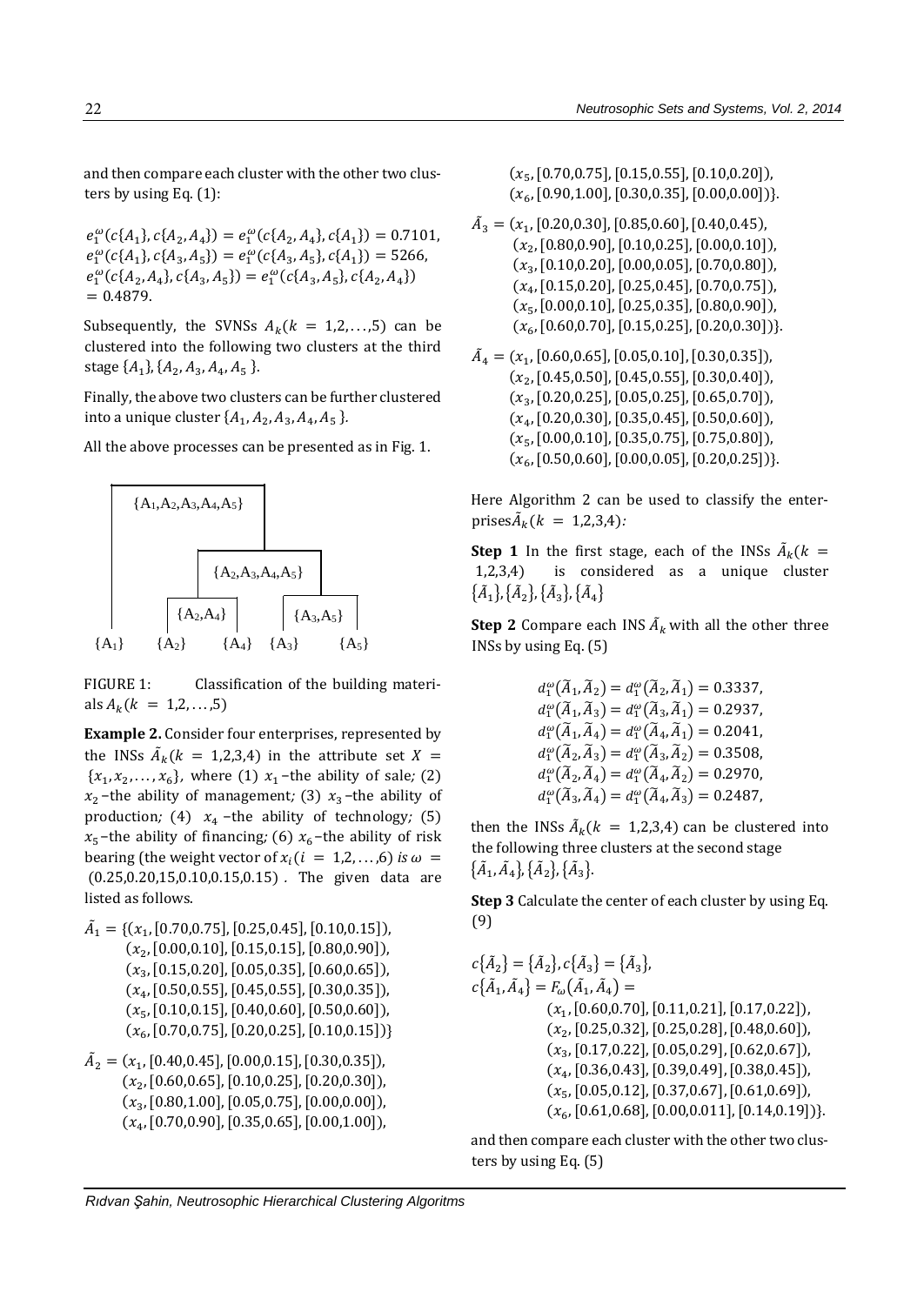and then compare each cluster with the other two clusters by using Eq. (1):

$e_1^\omega(c\{A_1\}, c\{A_2, A_4\}) = e_1^\omega(c\{A_2, A_4\}, c\{A_1\}) = 0.7101$,
$e_1^\omega(c\{A_1\}, c\{A_3, A_5\}) = e_1^\omega(c\{A_3, A_5\}, c\{A_1\}) = 5266$,
$e_1^\omega(c\{A_2, A_4\}, c\{A_3, A_5\}) = e_1^\omega(c\{A_3, A_5\}, c\{A_2, A_4\}) = 0.4879$.

Subsequently, the SVNSs $A_k (k = 1,2,\ldots,5)$ can be clustered into the following two clusters at the third stage $\{A_1\}, \{A_2, A_3, A_4, A_5\}$.

Finally, the above two clusters can be further clustered into a unique cluster $\{A_1, A_2, A_3, A_4, A_5\}$.

All the above processes can be presented as in Fig. 1.

```
{A1,A2,A3,A4,A5}
├── {A1}
└── {A2,A3,A4,A5}
    ├── {A2,A4}
    │   ├── {A2}
    │   └── {A4}
    └── {A3,A5}
        ├── {A3}
        └── {A5}
```

FIGURE 1: Classification of the building materials $A_k (k = 1,2,\ldots,5)$

**Example 2.** Consider four enterprises, represented by the INSs $\tilde{A}_k (k = 1,2,3,4)$ in the attribute set $X = \{x_1, x_2, \ldots, x_6\}$, where (1) $x_1$ –the ability of sale; (2) $x_2$ –the ability of management; (3) $x_3$ –the ability of production; (4) $x_4$ –the ability of technology; (5) $x_5$ –the ability of financing; (6) $x_6$ –the ability of risk bearing (the weight vector of $x_i (i = 1,2,\ldots,6)$ is $\omega = (0.25,0.20,15,0.10,0.15,0.15)$ . The given data are listed as follows.

$\tilde{A}_1 = \{(x_1, [0.70,0.75], [0.25,0.45], [0.10,0.15]),$
$(x_2, [0.00,0.10], [0.15,0.15], [0.80,0.90]),$
$(x_3, [0.15,0.20], [0.05,0.35], [0.60,0.65]),$
$(x_4, [0.50,0.55], [0.45,0.55], [0.30,0.35]),$
$(x_5, [0.10,0.15], [0.40,0.60], [0.50,0.60]),$
$(x_6, [0.70,0.75], [0.20,0.25], [0.10,0.15])\}$

$\tilde{A}_2 = (x_1, [0.40,0.45], [0.00,0.15], [0.30,0.35]),$
$(x_2, [0.60,0.65], [0.10,0.25], [0.20,0.30]),$
$(x_3, [0.80,1.00], [0.05,0.75], [0.00,0.00]),$
$(x_4, [0.70,0.90], [0.35,0.65], [0.00,1.00]),$
$(x_5, [0.70,0.75], [0.15,0.55], [0.10,0.20]),$
$(x_6, [0.90,1.00], [0.30,0.35], [0.00,0.00])\}.$

$\tilde{A}_3 = (x_1, [0.20,0.30], [0.85,0.60], [0.40,0.45]),$
$(x_2, [0.80,0.90], [0.10,0.25], [0.00,0.10]),$
$(x_3, [0.10,0.20], [0.00,0.05], [0.70,0.80]),$
$(x_4, [0.15,0.20], [0.25,0.45], [0.70,0.75]),$
$(x_5, [0.00,0.10], [0.25,0.35], [0.80,0.90]),$
$(x_6, [0.60,0.70], [0.15,0.25], [0.20,0.30])\}.$

$\tilde{A}_4 = (x_1, [0.60,0.65], [0.05,0.10], [0.30,0.35]),$
$(x_2, [0.45,0.50], [0.45,0.55], [0.30,0.40]),$
$(x_3, [0.20,0.25], [0.05,0.25], [0.65,0.70]),$
$(x_4, [0.20,0.30], [0.35,0.45], [0.50,0.60]),$
$(x_5, [0.00,0.10], [0.35,0.75], [0.75,0.80]),$
$(x_6, [0.50,0.60], [0.00,0.05], [0.20,0.25])\}.$

Here Algorithm 2 can be used to classify the enterprises $\tilde{A}_k (k = 1,2,3,4)$:

**Step 1** In the first stage, each of the INSs $\tilde{A}_k (k = 1,2,3,4)$ is considered as a unique cluster $\{\tilde{A}_1\}, \{\tilde{A}_2\}, \{\tilde{A}_3\}, \{\tilde{A}_4\}$

**Step 2** Compare each INS $\tilde{A}_k$ with all the other three INSs by using Eq. (5)

$$d_1^\omega(\tilde{A}_1, \tilde{A}_2) = d_1^\omega(\tilde{A}_2, \tilde{A}_1) = 0.3337,$$
$$d_1^\omega(\tilde{A}_1, \tilde{A}_3) = d_1^\omega(\tilde{A}_3, \tilde{A}_1) = 0.2937,$$
$$d_1^\omega(\tilde{A}_1, \tilde{A}_4) = d_1^\omega(\tilde{A}_4, \tilde{A}_1) = 0.2041,$$
$$d_1^\omega(\tilde{A}_2, \tilde{A}_3) = d_1^\omega(\tilde{A}_3, \tilde{A}_2) = 0.3508,$$
$$d_1^\omega(\tilde{A}_2, \tilde{A}_4) = d_1^\omega(\tilde{A}_4, \tilde{A}_2) = 0.2970,$$
$$d_1^\omega(\tilde{A}_3, \tilde{A}_4) = d_1^\omega(\tilde{A}_4, \tilde{A}_3) = 0.2487,$$

then the INSs $\tilde{A}_k (k = 1,2,3,4)$ can be clustered into the following three clusters at the second stage $\{\tilde{A}_1, \tilde{A}_4\}, \{\tilde{A}_2\}, \{\tilde{A}_3\}$.

**Step 3** Calculate the center of each cluster by using Eq. (9)

$c\{\tilde{A}_2\} = \{\tilde{A}_2\}, c\{\tilde{A}_3\} = \{\tilde{A}_3\},$
$c\{\tilde{A}_1, \tilde{A}_4\} = F_\omega(\tilde{A}_1, \tilde{A}_4) =$
$(x_1, [0.60,0.70], [0.11,0.21], [0.17,0.22]),$
$(x_2, [0.25,0.32], [0.25,0.28], [0.48,0.60]),$
$(x_3, [0.17,0.22], [0.05,0.29], [0.62,0.67]),$
$(x_4, [0.36,0.43], [0.39,0.49], [0.38,0.45]),$
$(x_5, [0.05,0.12], [0.37,0.67], [0.61,0.69]),$
$(x_6, [0.61,0.68], [0.00,0.011], [0.14,0.19])\}.$

and then compare each cluster with the other two clusters by using Eq. (5)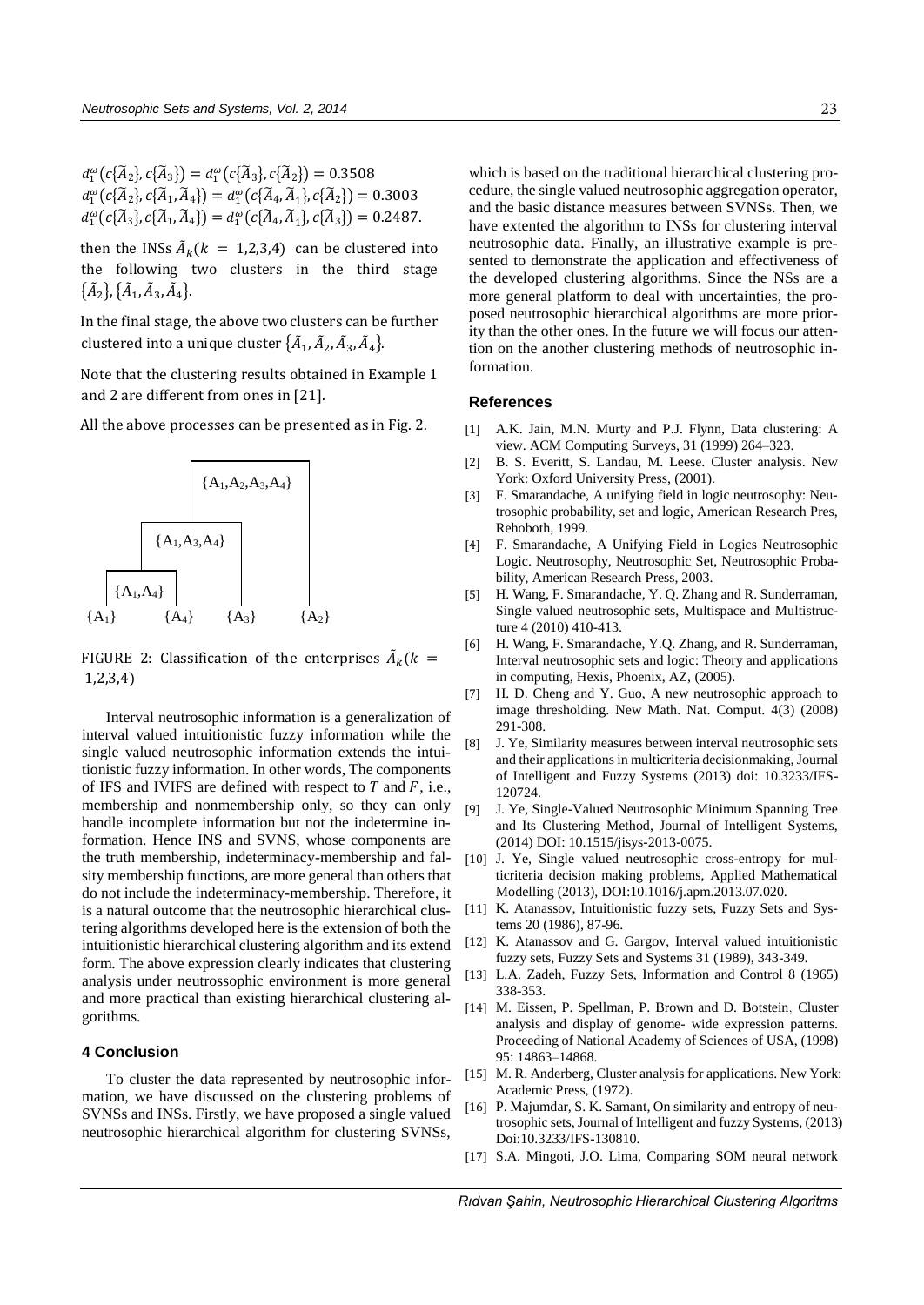$d_1^{\omega}(c\{\tilde{A}_2\}, c\{\tilde{A}_3\}) = d_1^{\omega}(c\{\tilde{A}_3\}, c\{\tilde{A}_2\}) = 0.3508$
$d_1^{\omega}(c\{\tilde{A}_2\}, c\{\tilde{A}_1, \tilde{A}_4\}) = d_1^{\omega}(c\{\tilde{A}_4, \tilde{A}_1\}, c\{\tilde{A}_2\}) = 0.3003$
$d_1^{\omega}(c\{\tilde{A}_3\}, c\{\tilde{A}_1, \tilde{A}_4\}) = d_1^{\omega}(c\{\tilde{A}_4, \tilde{A}_1\}, c\{\tilde{A}_3\}) = 0.2487.$

then the INSs $\tilde{A}_k (k = 1,2,3,4)$ can be clustered into the following two clusters in the third stage $\{\tilde{A}_2\}, \{\tilde{A}_1, \tilde{A}_3, \tilde{A}_4\}$.

In the final stage, the above two clusters can be further clustered into a unique cluster $\{\tilde{A}_1, \tilde{A}_2, \tilde{A}_3, \tilde{A}_4\}$.

Note that the clustering results obtained in Example 1 and 2 are different from ones in [21].

All the above processes can be presented as in Fig. 2.

FIGURE 2: Classification of the enterprises $\tilde{A}_k (k = 1,2,3,4)$

Interval neutrosophic information is a generalization of interval valued intuitionistic fuzzy information while the single valued neutrosophic information extends the intuitionistic fuzzy information. In other words, The components of IFS and IVIFS are defined with respect to $T$ and $F$, i.e., membership and nonmembership only, so they can only handle incomplete information but not the indetermine information. Hence INS and SVNS, whose components are the truth membership, indeterminacy-membership and falsity membership functions, are more general than others that do not include the indeterminacy-membership. Therefore, it is a natural outcome that the neutrosophic hierarchical clustering algorithms developed here is the extension of both the intuitionistic hierarchical clustering algorithm and its extend form. The above expression clearly indicates that clustering analysis under neutrosophic environment is more general and more practical than existing hierarchical clustering algorithms.

## 4 Conclusion

To cluster the data represented by neutrosophic information, we have discussed on the clustering problems of SVNSs and INSs. Firstly, we have proposed a single valued neutrosophic hierarchical algorithm for clustering SVNSs, which is based on the traditional hierarchical clustering procedure, the single valued neutrosophic aggregation operator, and the basic distance measures between SVNSs. Then, we have extented the algorithm to INSs for clustering interval neutrosophic data. Finally, an illustrative example is presented to demonstrate the application and effectiveness of the developed clustering algorithms. Since the NSs are a more general platform to deal with uncertainties, the proposed neutrosophic hierarchical algorithms are more priority than the other ones. In the future we will focus our attention on the another clustering methods of neutrosophic information.

## References

[1] A.K. Jain, M.N. Murty and P.J. Flynn, Data clustering: A view. ACM Computing Surveys, 31 (1999) 264–323.

[2] B. S. Everitt, S. Landau, M. Leese. Cluster analysis. New York: Oxford University Press, (2001).

[3] F. Smarandache, A unifying field in logic neutrosophy: Neutrosophic probability, set and logic, American Research Pres, Rehoboth, 1999.

[4] F. Smarandache, A Unifying Field in Logics Neutrosophic Logic. Neutrosophy, Neutrosophic Set, Neutrosophic Probability, American Research Press, 2003.

[5] H. Wang, F. Smarandache, Y. Q. Zhang and R. Sunderraman, Single valued neutrosophic sets, Multispace and Multistructure 4 (2010) 410-413.

[6] H. Wang, F. Smarandache, Y.Q. Zhang, and R. Sunderraman, Interval neutrosophic sets and logic: Theory and applications in computing, Hexis, Phoenix, AZ, (2005).

[7] H. D. Cheng and Y. Guo, A new neutrosophic approach to image thresholding. New Math. Nat. Comput. 4(3) (2008) 291-308.

[8] J. Ye, Similarity measures between interval neutrosophic sets and their applications in multicriteria decisionmaking, Journal of Intelligent and Fuzzy Systems (2013) doi: 10.3233/IFS-120724.

[9] J. Ye, Single-Valued Neutrosophic Minimum Spanning Tree and Its Clustering Method, Journal of Intelligent Systems, (2014) DOI: 10.1515/jisys-2013-0075.

[10] J. Ye, Single valued neutrosophic cross-entropy for multicriteria decision making problems, Applied Mathematical Modelling (2013), DOI:10.1016/j.apm.2013.07.020.

[11] K. Atanassov, Intuitionistic fuzzy sets, Fuzzy Sets and Systems 20 (1986), 87-96.

[12] K. Atanassov and G. Gargov, Interval valued intuitionistic fuzzy sets, Fuzzy Sets and Systems 31 (1989), 343-349.

[13] L.A. Zadeh, Fuzzy Sets, Information and Control 8 (1965) 338-353.

[14] M. Eissen, P. Spellman, P. Brown and D. Botstein, Cluster analysis and display of genome- wide expression patterns. Proceeding of National Academy of Sciences of USA, (1998) 95: 14863–14868.

[15] M. R. Anderberg, Cluster analysis for applications. New York: Academic Press, (1972).

[16] P. Majumdar, S. K. Samant, On similarity and entropy of neutrosophic sets, Journal of Intelligent and fuzzy Systems, (2013) Doi:10.3233/IFS-130810.

[17] S.A. Mingoti, J.O. Lima, Comparing SOM neural network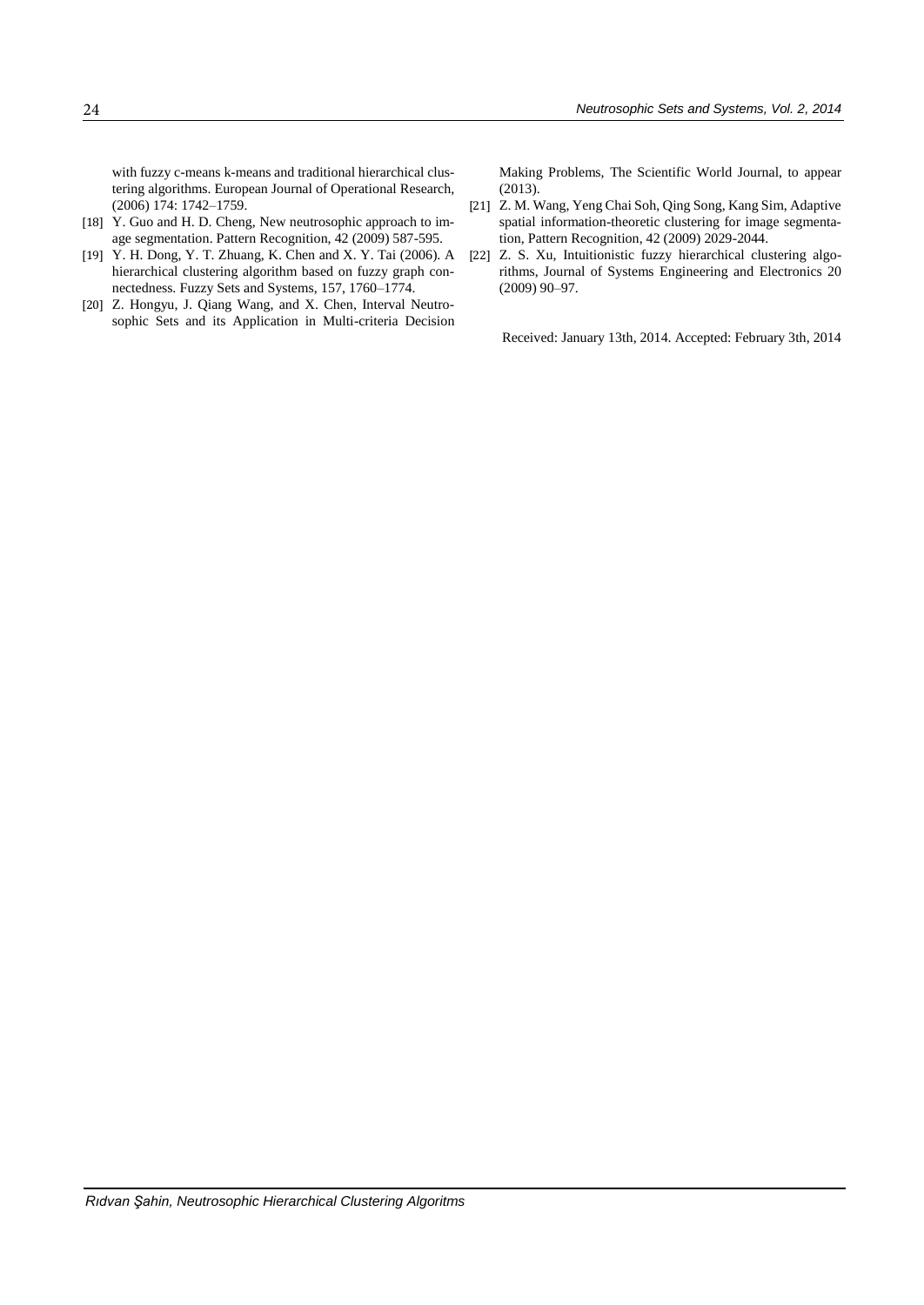with fuzzy c-means k-means and traditional hierarchical clustering algorithms. European Journal of Operational Research, (2006) 174: 1742–1759.

[18] Y. Guo and H. D. Cheng, New neutrosophic approach to image segmentation. Pattern Recognition, 42 (2009) 587-595.

[19] Y. H. Dong, Y. T. Zhuang, K. Chen and X. Y. Tai (2006). A hierarchical clustering algorithm based on fuzzy graph connectedness. Fuzzy Sets and Systems, 157, 1760–1774.

[20] Z. Hongyu, J. Qiang Wang, and X. Chen, Interval Neutrosophic Sets and its Application in Multi-criteria Decision Making Problems, The Scientific World Journal, to appear (2013).

[21] Z. M. Wang, Yeng Chai Soh, Qing Song, Kang Sim, Adaptive spatial information-theoretic clustering for image segmentation, Pattern Recognition, 42 (2009) 2029-2044.

[22] Z. S. Xu, Intuitionistic fuzzy hierarchical clustering algorithms, Journal of Systems Engineering and Electronics 20 (2009) 90–97.

Received: January 13th, 2014. Accepted: February 3th, 2014